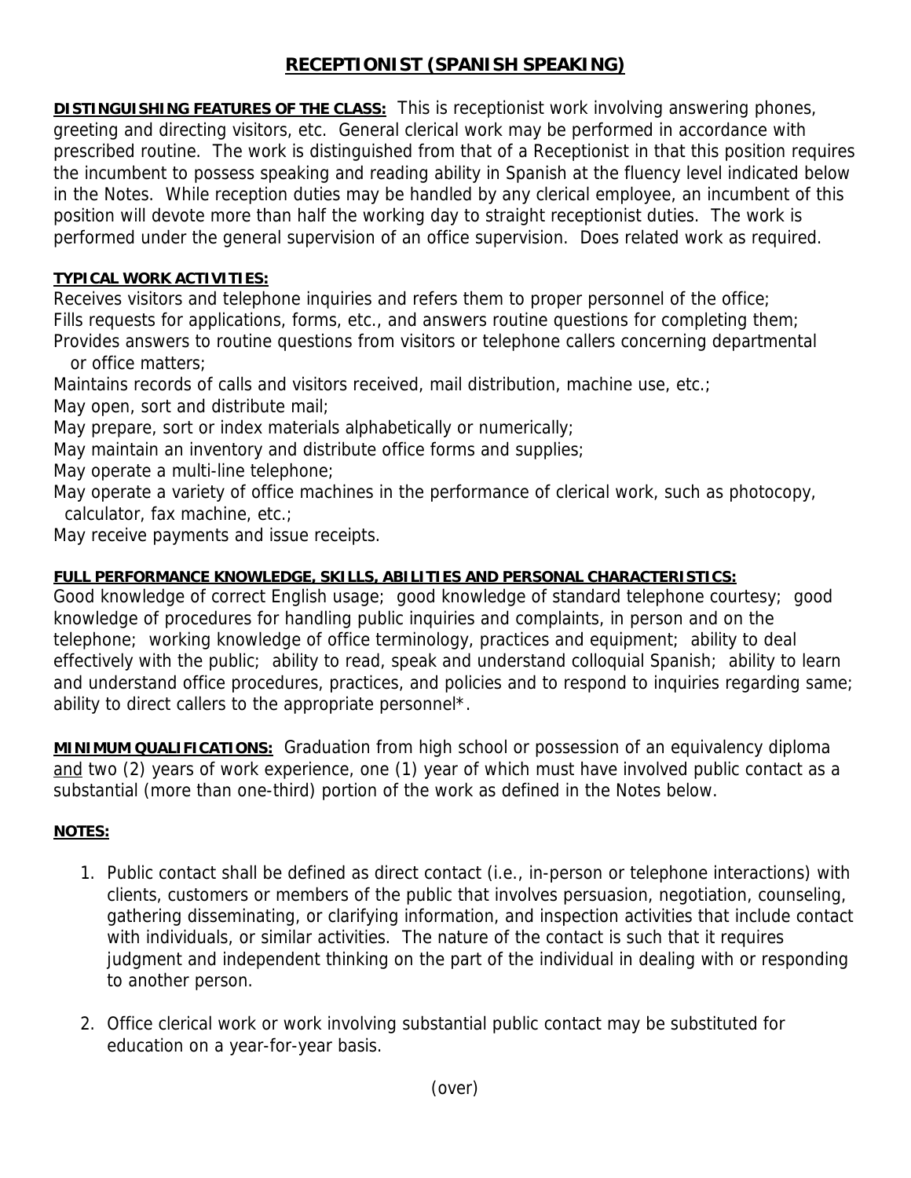# RECEPTIONIST (SPANISH SPEAKING)

**DISTINGUISHING FEATURES OF THE CLASS:** This is receptionist work involving answering phones, greeting and directing visitors, etc. General clerical work may be performed in accordance with prescribed routine. The work is distinguished from that of a Receptionist in that this position requires the incumbent to possess speaking and reading ability in Spanish at the fluency level indicated below in the Notes. While reception duties may be handled by any clerical employee, an incumbent of this position will devote more than half the working day to straight receptionist duties. The work is performed under the general supervision of an office supervision. Does related work as required.

**TYPICAL WORK ACTIVITIES:**

Receives visitors and telephone inquiries and refers them to proper personnel of the office;
Fills requests for applications, forms, etc., and answers routine questions for completing them;
Provides answers to routine questions from visitors or telephone callers concerning departmental or office matters;
Maintains records of calls and visitors received, mail distribution, machine use, etc.;
May open, sort and distribute mail;
May prepare, sort or index materials alphabetically or numerically;
May maintain an inventory and distribute office forms and supplies;
May operate a multi-line telephone;
May operate a variety of office machines in the performance of clerical work, such as photocopy, calculator, fax machine, etc.;
May receive payments and issue receipts.

**FULL PERFORMANCE KNOWLEDGE, SKILLS, ABILITIES AND PERSONAL CHARACTERISTICS:**

Good knowledge of correct English usage; good knowledge of standard telephone courtesy; good knowledge of procedures for handling public inquiries and complaints, in person and on the telephone; working knowledge of office terminology, practices and equipment; ability to deal effectively with the public; ability to read, speak and understand colloquial Spanish; ability to learn and understand office procedures, practices, and policies and to respond to inquiries regarding same; ability to direct callers to the appropriate personnel*.

**MINIMUM QUALIFICATIONS:** Graduation from high school or possession of an equivalency diploma and two (2) years of work experience, one (1) year of which must have involved public contact as a substantial (more than one-third) portion of the work as defined in the Notes below.

**NOTES:**

1. Public contact shall be defined as direct contact (i.e., in-person or telephone interactions) with clients, customers or members of the public that involves persuasion, negotiation, counseling, gathering disseminating, or clarifying information, and inspection activities that include contact with individuals, or similar activities. The nature of the contact is such that it requires judgment and independent thinking on the part of the individual in dealing with or responding to another person.

2. Office clerical work or work involving substantial public contact may be substituted for education on a year-for-year basis.

(over)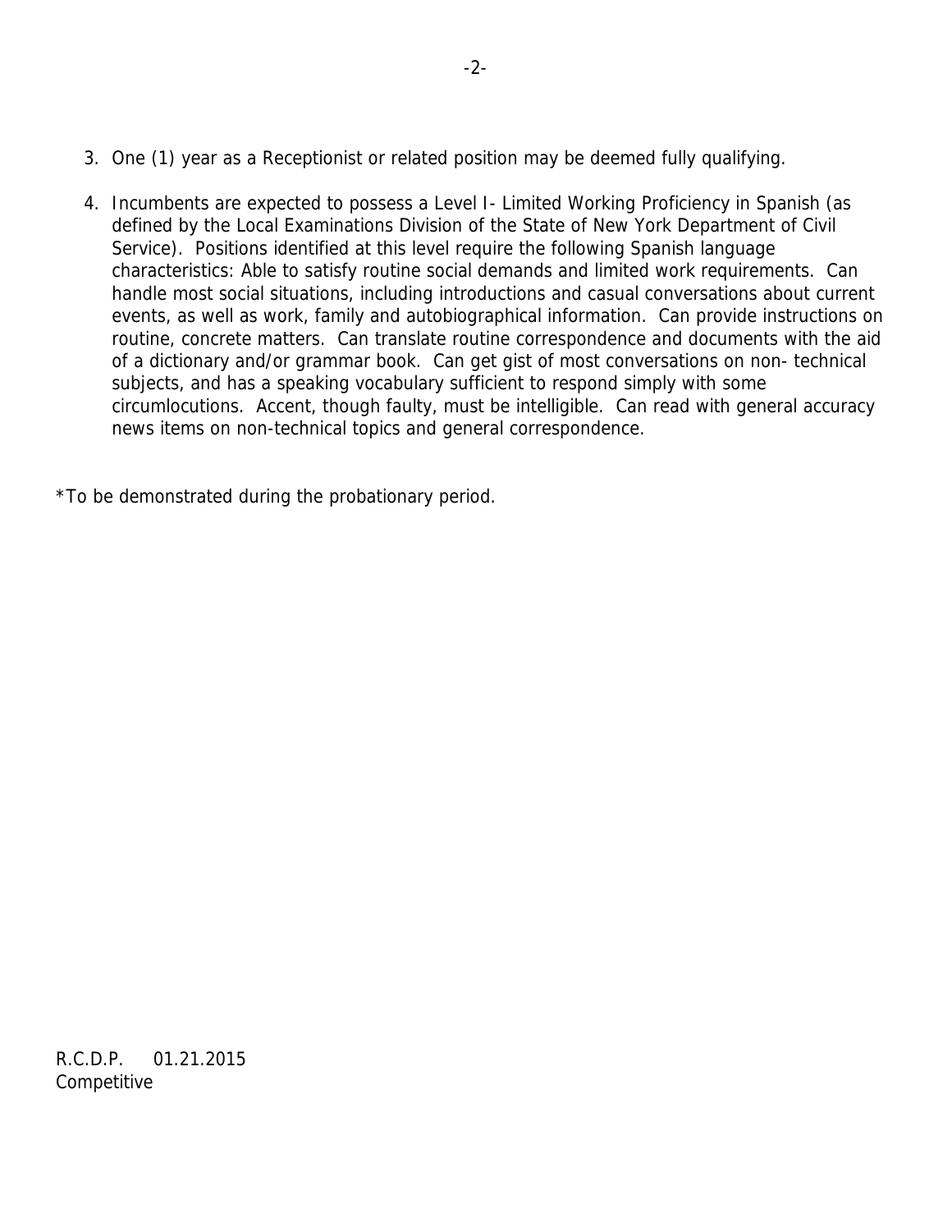3. One (1) year as a Receptionist or related position may be deemed fully qualifying.

4. Incumbents are expected to possess a Level I- Limited Working Proficiency in Spanish (as defined by the Local Examinations Division of the State of New York Department of Civil Service). Positions identified at this level require the following Spanish language characteristics: Able to satisfy routine social demands and limited work requirements. Can handle most social situations, including introductions and casual conversations about current events, as well as work, family and autobiographical information. Can provide instructions on routine, concrete matters. Can translate routine correspondence and documents with the aid of a dictionary and/or grammar book. Can get gist of most conversations on non- technical subjects, and has a speaking vocabulary sufficient to respond simply with some circumlocutions. Accent, though faulty, must be intelligible. Can read with general accuracy news items on non-technical topics and general correspondence.

*To be demonstrated during the probationary period.

R.C.D.P. 01.21.2015
Competitive